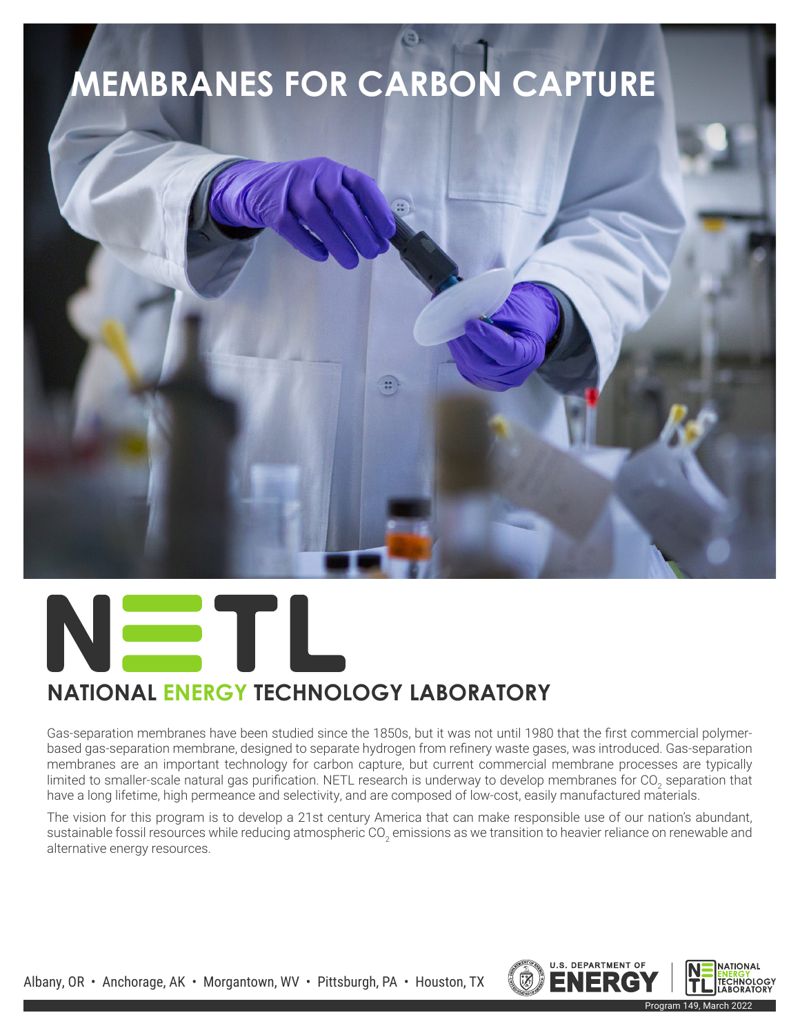# MEMBRANES FOR CARBON CAPTURE

## NATIONAL ENERGY TECHNOLOGY LABORATORY

Gas-separation membranes have been studied since the 1850s, but it was not until 1980 that the first commercial polymer-based gas-separation membrane, designed to separate hydrogen from refinery waste gases, was introduced. Gas-separation membranes are an important technology for carbon capture, but current commercial membrane processes are typically limited to smaller-scale natural gas purification. NETL research is underway to develop membranes for $CO_2$ separation that have a long lifetime, high permeance and selectivity, and are composed of low-cost, easily manufactured materials.

The vision for this program is to develop a 21st century America that can make responsible use of our nation's abundant, sustainable fossil resources while reducing atmospheric $CO_2$ emissions as we transition to heavier reliance on renewable and alternative energy resources.

Albany, OR • Anchorage, AK • Morgantown, WV • Pittsburgh, PA • Houston, TX

Program 149, March 2022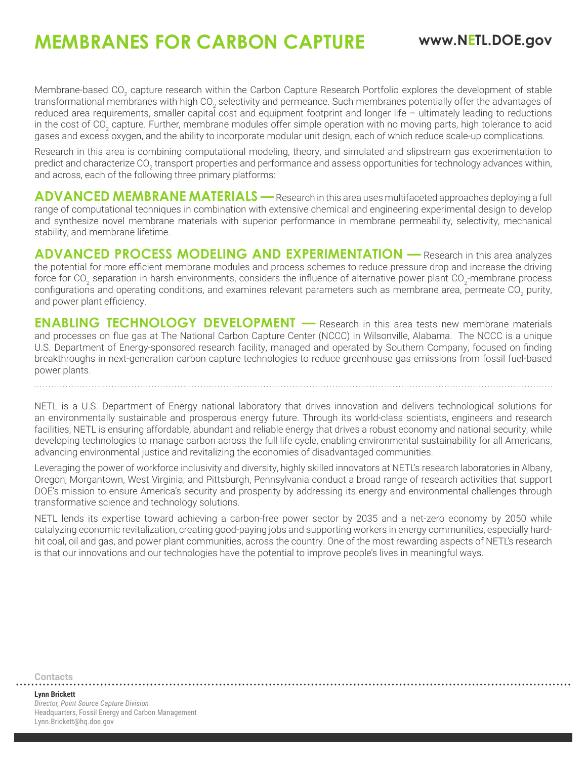# MEMBRANES FOR CARBON CAPTURE

**www.NETL.DOE.gov**

Membrane-based $CO_2$ capture research within the Carbon Capture Research Portfolio explores the development of stable transformational membranes with high $CO_2$ selectivity and permeance. Such membranes potentially offer the advantages of reduced area requirements, smaller capital cost and equipment footprint and longer life – ultimately leading to reductions in the cost of $CO_2$ capture. Further, membrane modules offer simple operation with no moving parts, high tolerance to acid gases and excess oxygen, and the ability to incorporate modular unit design, each of which reduce scale-up complications.

Research in this area is combining computational modeling, theory, and simulated and slipstream gas experimentation to predict and characterize $CO_2$ transport properties and performance and assess opportunities for technology advances within, and across, each of the following three primary platforms:

**ADVANCED MEMBRANE MATERIALS —** Research in this area uses multifaceted approaches deploying a full range of computational techniques in combination with extensive chemical and engineering experimental design to develop and synthesize novel membrane materials with superior performance in membrane permeability, selectivity, mechanical stability, and membrane lifetime.

**ADVANCED PROCESS MODELING AND EXPERIMENTATION —** Research in this area analyzes the potential for more efficient membrane modules and process schemes to reduce pressure drop and increase the driving force for $CO_2$ separation in harsh environments, considers the influence of alternative power plant $CO_2$-membrane process configurations and operating conditions, and examines relevant parameters such as membrane area, permeate $CO_2$ purity, and power plant efficiency.

**ENABLING TECHNOLOGY DEVELOPMENT —** Research in this area tests new membrane materials and processes on flue gas at The National Carbon Capture Center (NCCC) in Wilsonville, Alabama. The NCCC is a unique U.S. Department of Energy-sponsored research facility, managed and operated by Southern Company, focused on finding breakthroughs in next-generation carbon capture technologies to reduce greenhouse gas emissions from fossil fuel-based power plants.

---

NETL is a U.S. Department of Energy national laboratory that drives innovation and delivers technological solutions for an environmentally sustainable and prosperous energy future. Through its world-class scientists, engineers and research facilities, NETL is ensuring affordable, abundant and reliable energy that drives a robust economy and national security, while developing technologies to manage carbon across the full life cycle, enabling environmental sustainability for all Americans, advancing environmental justice and revitalizing the economies of disadvantaged communities.

Leveraging the power of workforce inclusivity and diversity, highly skilled innovators at NETL's research laboratories in Albany, Oregon; Morgantown, West Virginia; and Pittsburgh, Pennsylvania conduct a broad range of research activities that support DOE's mission to ensure America's security and prosperity by addressing its energy and environmental challenges through transformative science and technology solutions.

NETL lends its expertise toward achieving a carbon-free power sector by 2035 and a net-zero economy by 2050 while catalyzing economic revitalization, creating good-paying jobs and supporting workers in energy communities, especially hard-hit coal, oil and gas, and power plant communities, across the country. One of the most rewarding aspects of NETL's research is that our innovations and our technologies have the potential to improve people's lives in meaningful ways.

**Contacts**

**Lynn Brickett**
*Director, Point Source Capture Division*
Headquarters, Fossil Energy and Carbon Management
Lynn.Brickett@hq.doe.gov